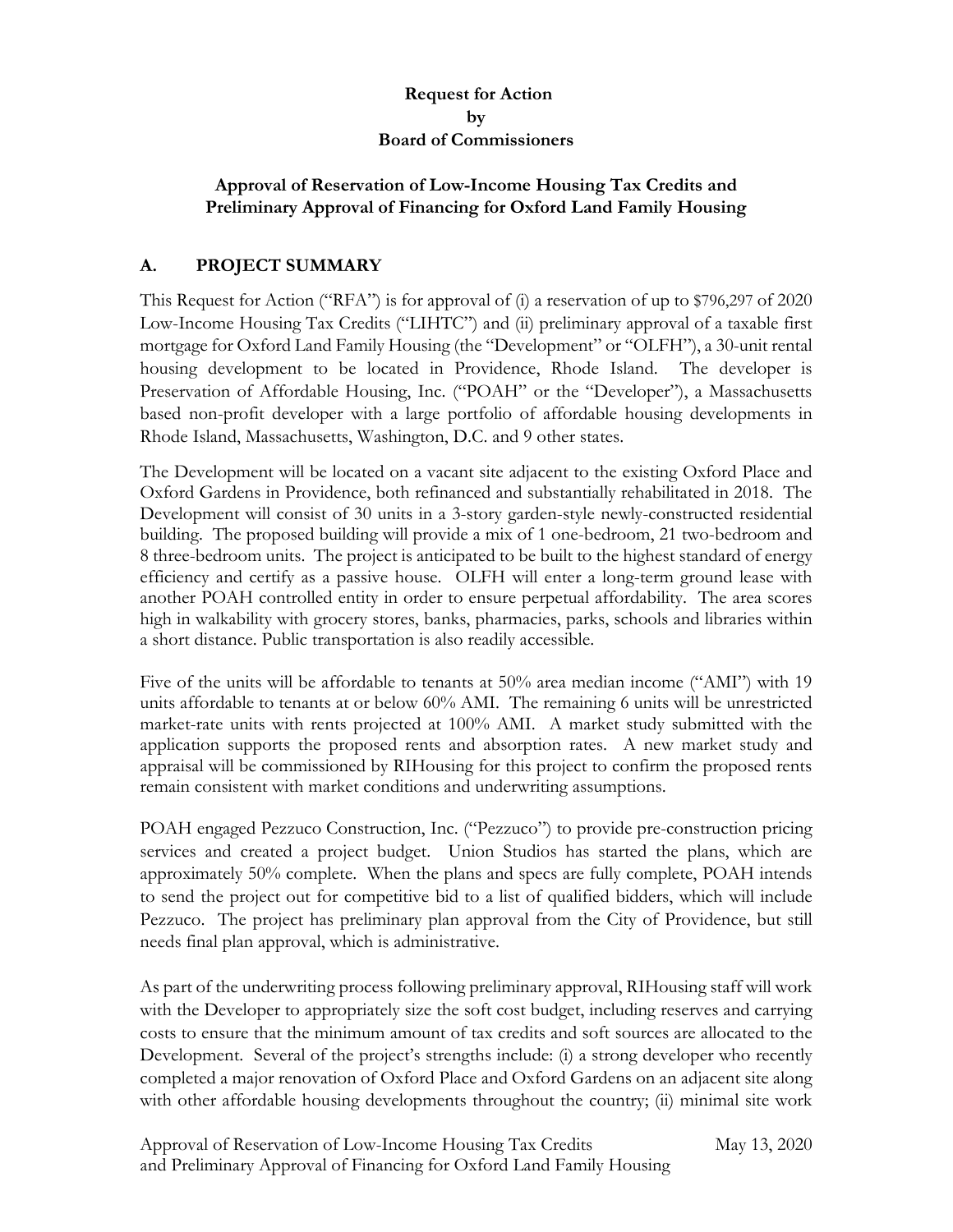**Request for Action**
**by**
**Board of Commissioners**

**Approval of Reservation of Low-Income Housing Tax Credits and Preliminary Approval of Financing for Oxford Land Family Housing**

## A. PROJECT SUMMARY

This Request for Action ("RFA") is for approval of (i) a reservation of up to $796,297 of 2020 Low-Income Housing Tax Credits ("LIHTC") and (ii) preliminary approval of a taxable first mortgage for Oxford Land Family Housing (the "Development" or "OLFH"), a 30-unit rental housing development to be located in Providence, Rhode Island. The developer is Preservation of Affordable Housing, Inc. ("POAH" or the "Developer"), a Massachusetts based non-profit developer with a large portfolio of affordable housing developments in Rhode Island, Massachusetts, Washington, D.C. and 9 other states.

The Development will be located on a vacant site adjacent to the existing Oxford Place and Oxford Gardens in Providence, both refinanced and substantially rehabilitated in 2018. The Development will consist of 30 units in a 3-story garden-style newly-constructed residential building. The proposed building will provide a mix of 1 one-bedroom, 21 two-bedroom and 8 three-bedroom units. The project is anticipated to be built to the highest standard of energy efficiency and certify as a passive house. OLFH will enter a long-term ground lease with another POAH controlled entity in order to ensure perpetual affordability. The area scores high in walkability with grocery stores, banks, pharmacies, parks, schools and libraries within a short distance. Public transportation is also readily accessible.

Five of the units will be affordable to tenants at 50% area median income ("AMI") with 19 units affordable to tenants at or below 60% AMI. The remaining 6 units will be unrestricted market-rate units with rents projected at 100% AMI. A market study submitted with the application supports the proposed rents and absorption rates. A new market study and appraisal will be commissioned by RIHousing for this project to confirm the proposed rents remain consistent with market conditions and underwriting assumptions.

POAH engaged Pezzuco Construction, Inc. ("Pezzuco") to provide pre-construction pricing services and created a project budget. Union Studios has started the plans, which are approximately 50% complete. When the plans and specs are fully complete, POAH intends to send the project out for competitive bid to a list of qualified bidders, which will include Pezzuco. The project has preliminary plan approval from the City of Providence, but still needs final plan approval, which is administrative.

As part of the underwriting process following preliminary approval, RIHousing staff will work with the Developer to appropriately size the soft cost budget, including reserves and carrying costs to ensure that the minimum amount of tax credits and soft sources are allocated to the Development. Several of the project's strengths include: (i) a strong developer who recently completed a major renovation of Oxford Place and Oxford Gardens on an adjacent site along with other affordable housing developments throughout the country; (ii) minimal site work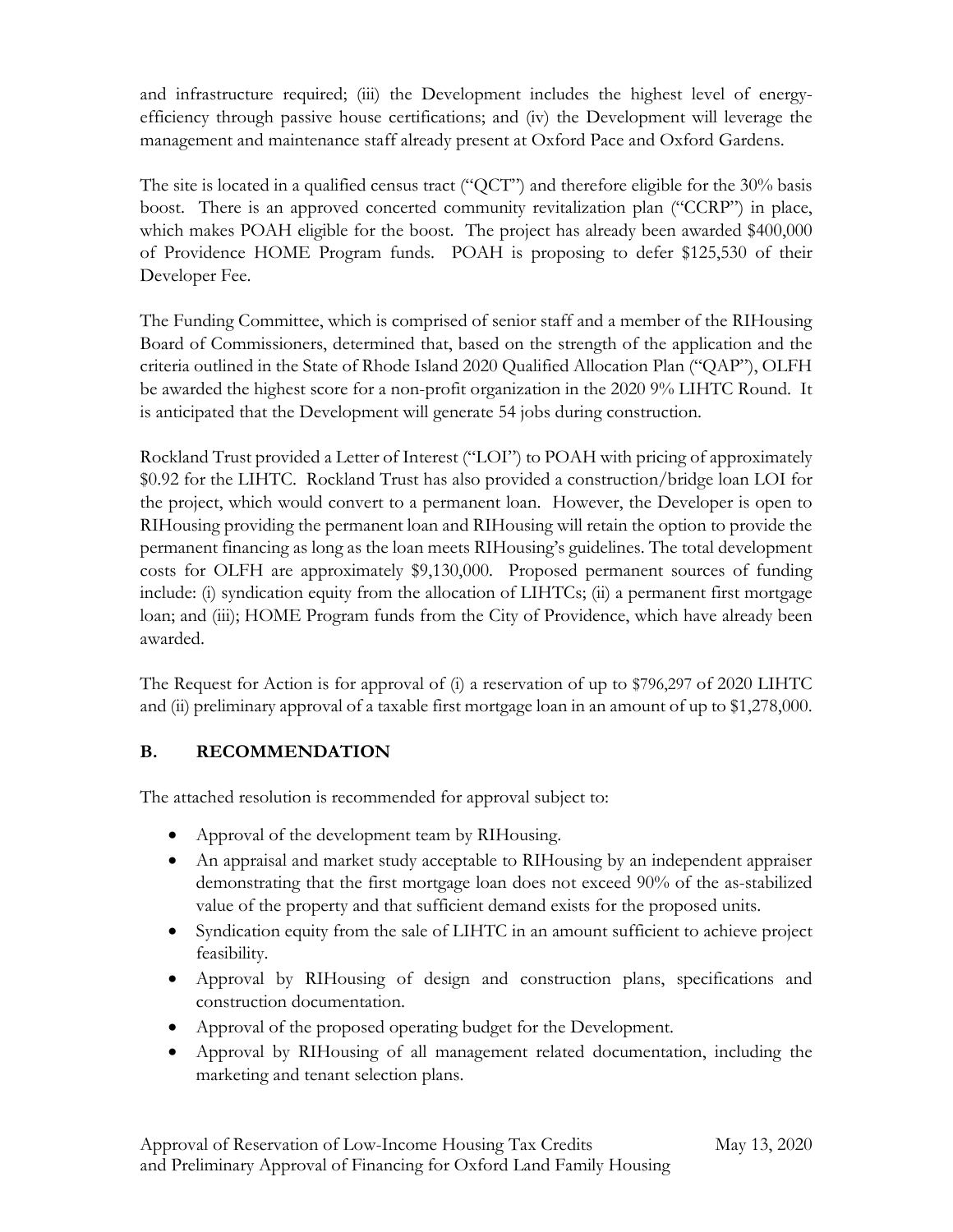and infrastructure required; (iii) the Development includes the highest level of energy-efficiency through passive house certifications; and (iv) the Development will leverage the management and maintenance staff already present at Oxford Pace and Oxford Gardens.

The site is located in a qualified census tract ("QCT") and therefore eligible for the 30% basis boost. There is an approved concerted community revitalization plan ("CCRP") in place, which makes POAH eligible for the boost. The project has already been awarded $400,000 of Providence HOME Program funds. POAH is proposing to defer $125,530 of their Developer Fee.

The Funding Committee, which is comprised of senior staff and a member of the RIHousing Board of Commissioners, determined that, based on the strength of the application and the criteria outlined in the State of Rhode Island 2020 Qualified Allocation Plan ("QAP"), OLFH be awarded the highest score for a non-profit organization in the 2020 9% LIHTC Round. It is anticipated that the Development will generate 54 jobs during construction.

Rockland Trust provided a Letter of Interest ("LOI") to POAH with pricing of approximately $0.92 for the LIHTC. Rockland Trust has also provided a construction/bridge loan LOI for the project, which would convert to a permanent loan. However, the Developer is open to RIHousing providing the permanent loan and RIHousing will retain the option to provide the permanent financing as long as the loan meets RIHousing's guidelines. The total development costs for OLFH are approximately $9,130,000. Proposed permanent sources of funding include: (i) syndication equity from the allocation of LIHTCs; (ii) a permanent first mortgage loan; and (iii); HOME Program funds from the City of Providence, which have already been awarded.

The Request for Action is for approval of (i) a reservation of up to $796,297 of 2020 LIHTC and (ii) preliminary approval of a taxable first mortgage loan in an amount of up to $1,278,000.

## B. RECOMMENDATION

The attached resolution is recommended for approval subject to:

- Approval of the development team by RIHousing.
- An appraisal and market study acceptable to RIHousing by an independent appraiser demonstrating that the first mortgage loan does not exceed 90% of the as-stabilized value of the property and that sufficient demand exists for the proposed units.
- Syndication equity from the sale of LIHTC in an amount sufficient to achieve project feasibility.
- Approval by RIHousing of design and construction plans, specifications and construction documentation.
- Approval of the proposed operating budget for the Development.
- Approval by RIHousing of all management related documentation, including the marketing and tenant selection plans.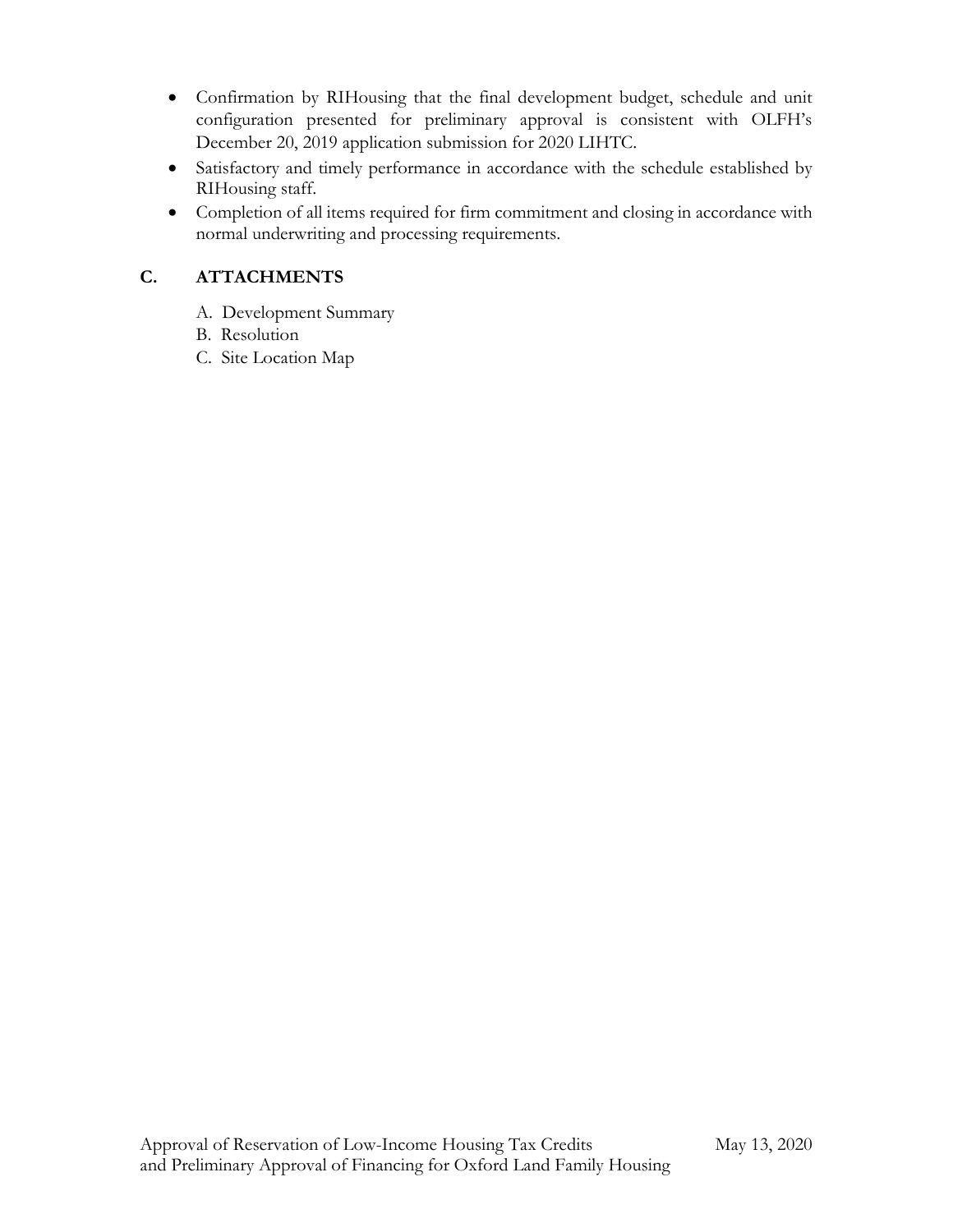- Confirmation by RIHousing that the final development budget, schedule and unit configuration presented for preliminary approval is consistent with OLFH's December 20, 2019 application submission for 2020 LIHTC.
- Satisfactory and timely performance in accordance with the schedule established by RIHousing staff.
- Completion of all items required for firm commitment and closing in accordance with normal underwriting and processing requirements.

## C. ATTACHMENTS

A. Development Summary
B. Resolution
C. Site Location Map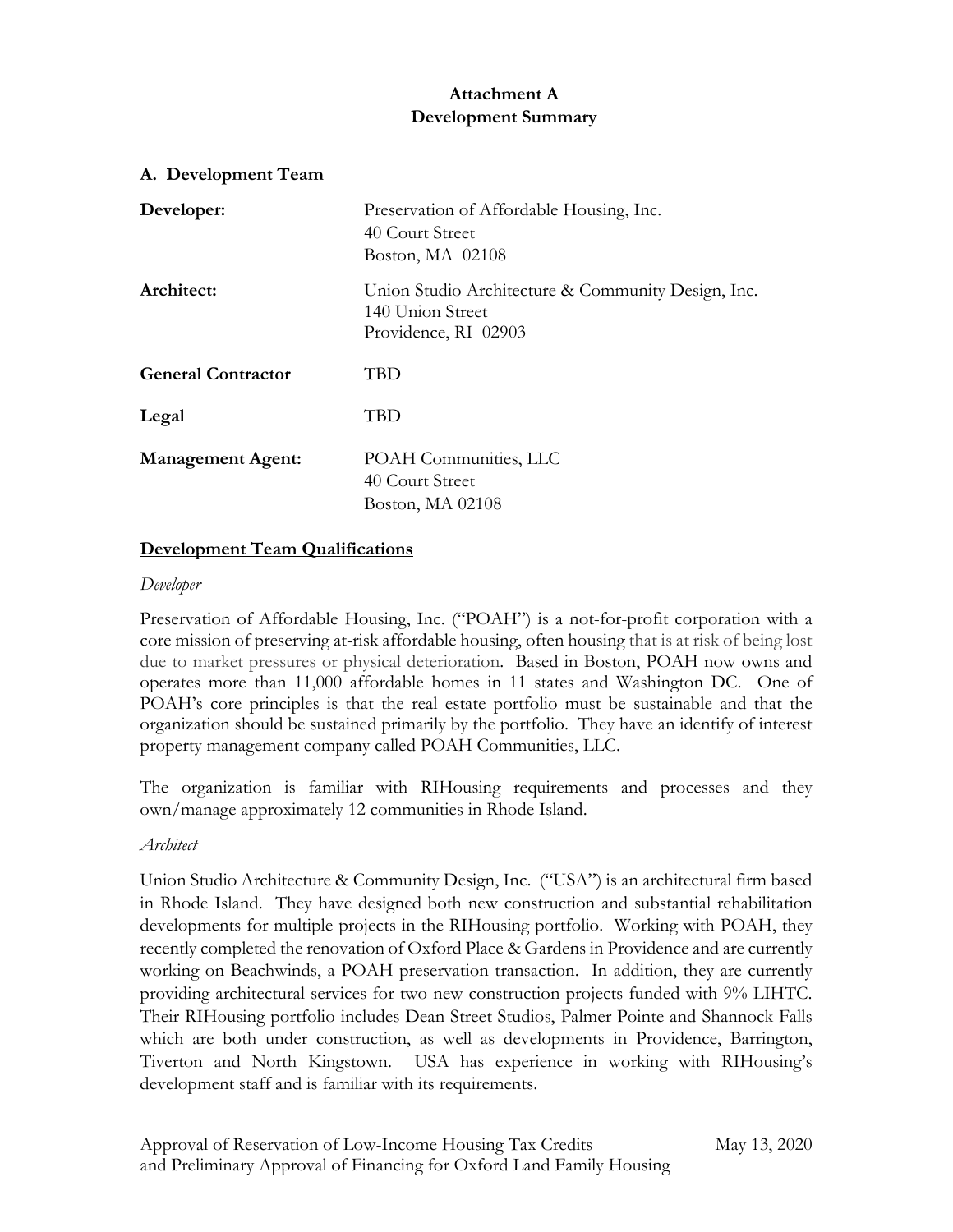**Attachment A**
**Development Summary**

## A. Development Team

| | |
|---|---|
| **Developer:** | Preservation of Affordable Housing, Inc.<br>40 Court Street<br>Boston, MA 02108 |
| **Architect:** | Union Studio Architecture & Community Design, Inc.<br>140 Union Street<br>Providence, RI 02903 |
| **General Contractor** | TBD |
| **Legal** | TBD |
| **Management Agent:** | POAH Communities, LLC<br>40 Court Street<br>Boston, MA 02108 |

### <u>Development Team Qualifications</u>

*Developer*

Preservation of Affordable Housing, Inc. ("POAH") is a not-for-profit corporation with a core mission of preserving at-risk affordable housing, often housing that is at risk of being lost due to market pressures or physical deterioration. Based in Boston, POAH now owns and operates more than 11,000 affordable homes in 11 states and Washington DC. One of POAH's core principles is that the real estate portfolio must be sustainable and that the organization should be sustained primarily by the portfolio. They have an identify of interest property management company called POAH Communities, LLC.

The organization is familiar with RIHousing requirements and processes and they own/manage approximately 12 communities in Rhode Island.

*Architect*

Union Studio Architecture & Community Design, Inc. ("USA") is an architectural firm based in Rhode Island. They have designed both new construction and substantial rehabilitation developments for multiple projects in the RIHousing portfolio. Working with POAH, they recently completed the renovation of Oxford Place & Gardens in Providence and are currently working on Beachwinds, a POAH preservation transaction. In addition, they are currently providing architectural services for two new construction projects funded with 9% LIHTC. Their RIHousing portfolio includes Dean Street Studios, Palmer Pointe and Shannock Falls which are both under construction, as well as developments in Providence, Barrington, Tiverton and North Kingstown. USA has experience in working with RIHousing's development staff and is familiar with its requirements.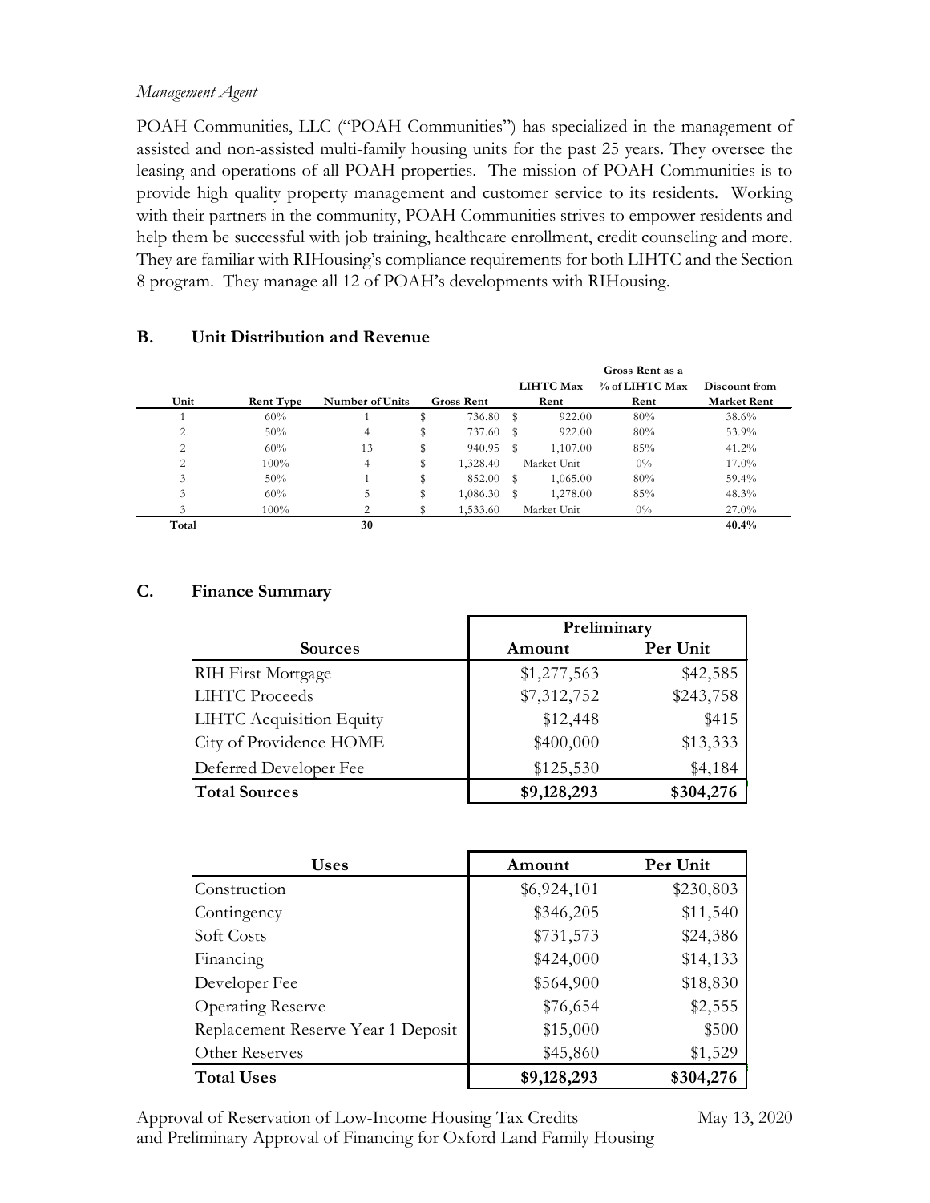*Management Agent*

POAH Communities, LLC ("POAH Communities") has specialized in the management of assisted and non-assisted multi-family housing units for the past 25 years. They oversee the leasing and operations of all POAH properties. The mission of POAH Communities is to provide high quality property management and customer service to its residents. Working with their partners in the community, POAH Communities strives to empower residents and help them be successful with job training, healthcare enrollment, credit counseling and more. They are familiar with RIHousing's compliance requirements for both LIHTC and the Section 8 program. They manage all 12 of POAH's developments with RIHousing.

## B. Unit Distribution and Revenue

| Unit | Rent Type | Number of Units | Gross Rent | LIHTC Max Rent | Gross Rent as a % of LIHTC Max Rent | Discount from Market Rent |
|---|---|---|---|---|---|---|
| 1 | 60% | 1 | $ 736.80 | $ 922.00 | 80% | 38.6% |
| 2 | 50% | 4 | $ 737.60 | $ 922.00 | 80% | 53.9% |
| 2 | 60% | 13 | $ 940.95 | $ 1,107.00 | 85% | 41.2% |
| 2 | 100% | 4 | $ 1,328.40 | Market Unit | 0% | 17.0% |
| 3 | 50% | 1 | $ 852.00 | $ 1,065.00 | 80% | 59.4% |
| 3 | 60% | 5 | $ 1,086.30 | $ 1,278.00 | 85% | 48.3% |
| 3 | 100% | 2 | $ 1,533.60 | Market Unit | 0% | 27.0% |
| **Total** | | **30** | | | | **40.4%** |

## C. Finance Summary

| Sources | Preliminary | |
|---|---|---|
| | Amount | Per Unit |
| RIH First Mortgage | $1,277,563 | $42,585 |
| LIHTC Proceeds | $7,312,752 | $243,758 |
| LIHTC Acquisition Equity | $12,448 | $415 |
| City of Providence HOME | $400,000 | $13,333 |
| Deferred Developer Fee | $125,530 | $4,184 |
| **Total Sources** | **$9,128,293** | **$304,276** |

| Uses | Amount | Per Unit |
|---|---|---|
| Construction | $6,924,101 | $230,803 |
| Contingency | $346,205 | $11,540 |
| Soft Costs | $731,573 | $24,386 |
| Financing | $424,000 | $14,133 |
| Developer Fee | $564,900 | $18,830 |
| Operating Reserve | $76,654 | $2,555 |
| Replacement Reserve Year 1 Deposit | $15,000 | $500 |
| Other Reserves | $45,860 | $1,529 |
| **Total Uses** | **$9,128,293** | **$304,276** |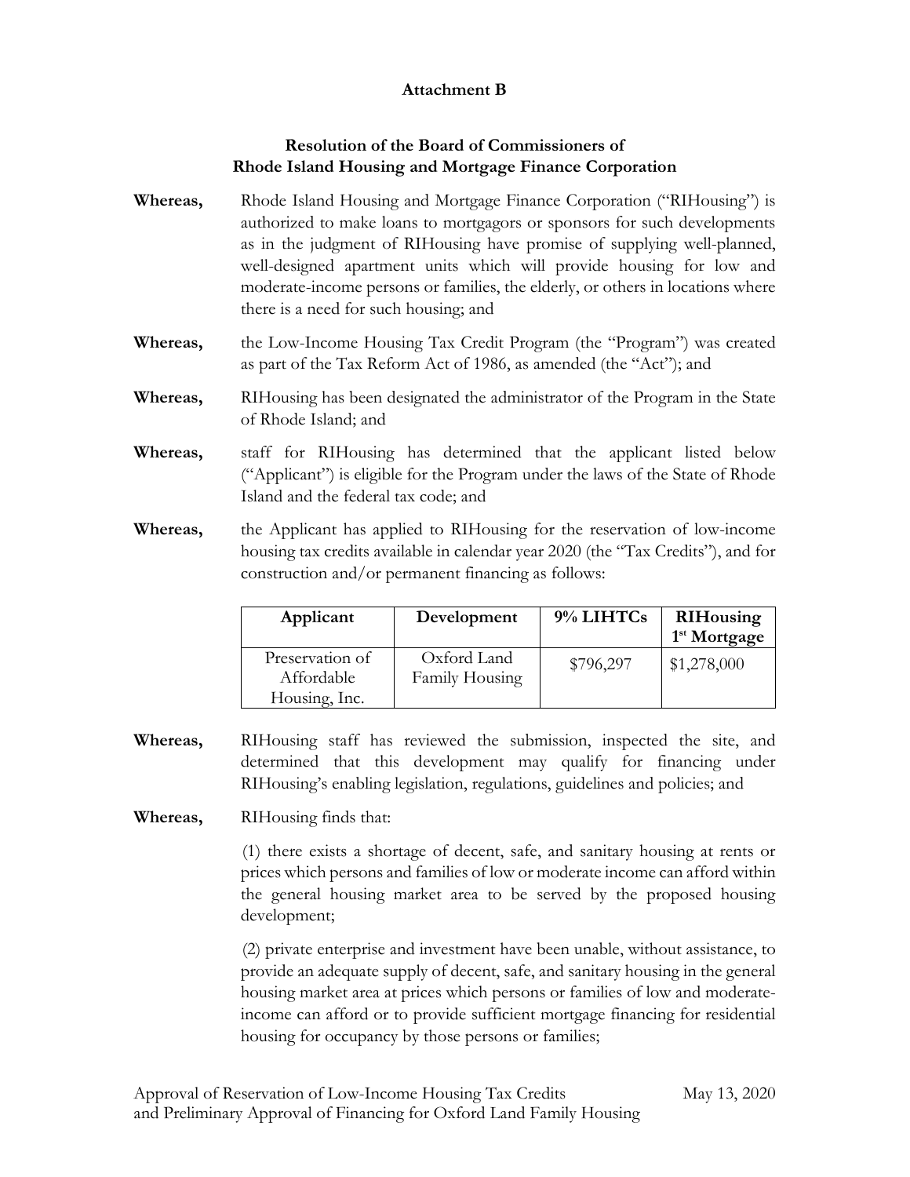**Attachment B**

**Resolution of the Board of Commissioners of Rhode Island Housing and Mortgage Finance Corporation**

**Whereas,** Rhode Island Housing and Mortgage Finance Corporation ("RIHousing") is authorized to make loans to mortgagors or sponsors for such developments as in the judgment of RIHousing have promise of supplying well-planned, well-designed apartment units which will provide housing for low and moderate-income persons or families, the elderly, or others in locations where there is a need for such housing; and

**Whereas,** the Low-Income Housing Tax Credit Program (the "Program") was created as part of the Tax Reform Act of 1986, as amended (the "Act"); and

**Whereas,** RIHousing has been designated the administrator of the Program in the State of Rhode Island; and

**Whereas,** staff for RIHousing has determined that the applicant listed below ("Applicant") is eligible for the Program under the laws of the State of Rhode Island and the federal tax code; and

**Whereas,** the Applicant has applied to RIHousing for the reservation of low-income housing tax credits available in calendar year 2020 (the "Tax Credits"), and for construction and/or permanent financing as follows:

| Applicant | Development | 9% LIHTCs | RIHousing 1st Mortgage |
|---|---|---|---|
| Preservation of Affordable Housing, Inc. | Oxford Land Family Housing | $796,297 | $1,278,000 |

**Whereas,** RIHousing staff has reviewed the submission, inspected the site, and determined that this development may qualify for financing under RIHousing's enabling legislation, regulations, guidelines and policies; and

**Whereas,** RIHousing finds that:

(1) there exists a shortage of decent, safe, and sanitary housing at rents or prices which persons and families of low or moderate income can afford within the general housing market area to be served by the proposed housing development;

(2) private enterprise and investment have been unable, without assistance, to provide an adequate supply of decent, safe, and sanitary housing in the general housing market area at prices which persons or families of low and moderate-income can afford or to provide sufficient mortgage financing for residential housing for occupancy by those persons or families;

Approval of Reservation of Low-Income Housing Tax Credits and Preliminary Approval of Financing for Oxford Land Family Housing — May 13, 2020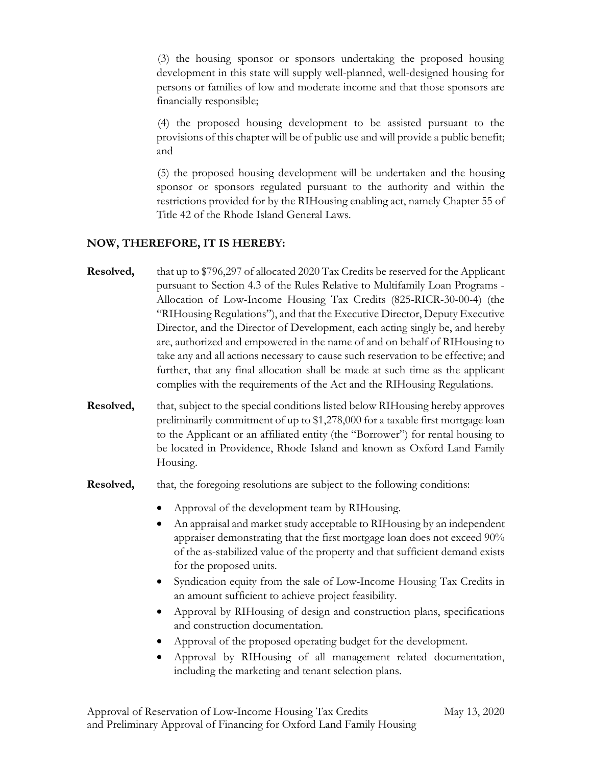(3) the housing sponsor or sponsors undertaking the proposed housing development in this state will supply well-planned, well-designed housing for persons or families of low and moderate income and that those sponsors are financially responsible;

(4) the proposed housing development to be assisted pursuant to the provisions of this chapter will be of public use and will provide a public benefit; and

(5) the proposed housing development will be undertaken and the housing sponsor or sponsors regulated pursuant to the authority and within the restrictions provided for by the RIHousing enabling act, namely Chapter 55 of Title 42 of the Rhode Island General Laws.

**NOW, THEREFORE, IT IS HEREBY:**

**Resolved,** that up to $796,297 of allocated 2020 Tax Credits be reserved for the Applicant pursuant to Section 4.3 of the Rules Relative to Multifamily Loan Programs - Allocation of Low-Income Housing Tax Credits (825-RICR-30-00-4) (the "RIHousing Regulations"), and that the Executive Director, Deputy Executive Director, and the Director of Development, each acting singly be, and hereby are, authorized and empowered in the name of and on behalf of RIHousing to take any and all actions necessary to cause such reservation to be effective; and further, that any final allocation shall be made at such time as the applicant complies with the requirements of the Act and the RIHousing Regulations.

**Resolved,** that, subject to the special conditions listed below RIHousing hereby approves preliminarily commitment of up to $1,278,000 for a taxable first mortgage loan to the Applicant or an affiliated entity (the "Borrower") for rental housing to be located in Providence, Rhode Island and known as Oxford Land Family Housing.

**Resolved,** that, the foregoing resolutions are subject to the following conditions:

- Approval of the development team by RIHousing.
- An appraisal and market study acceptable to RIHousing by an independent appraiser demonstrating that the first mortgage loan does not exceed 90% of the as-stabilized value of the property and that sufficient demand exists for the proposed units.
- Syndication equity from the sale of Low-Income Housing Tax Credits in an amount sufficient to achieve project feasibility.
- Approval by RIHousing of design and construction plans, specifications and construction documentation.
- Approval of the proposed operating budget for the development.
- Approval by RIHousing of all management related documentation, including the marketing and tenant selection plans.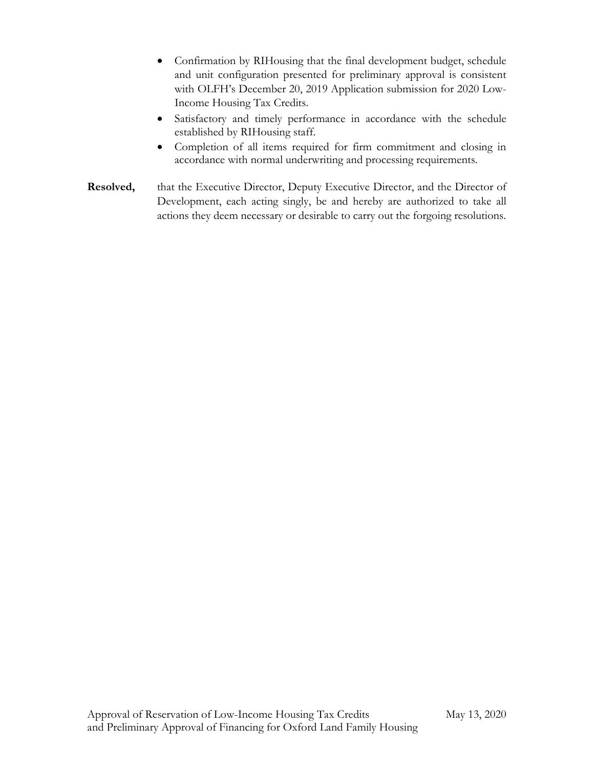- Confirmation by RIHousing that the final development budget, schedule and unit configuration presented for preliminary approval is consistent with OLFH's December 20, 2019 Application submission for 2020 Low-Income Housing Tax Credits.
- Satisfactory and timely performance in accordance with the schedule established by RIHousing staff.
- Completion of all items required for firm commitment and closing in accordance with normal underwriting and processing requirements.

**Resolved,** that the Executive Director, Deputy Executive Director, and the Director of Development, each acting singly, be and hereby are authorized to take all actions they deem necessary or desirable to carry out the forgoing resolutions.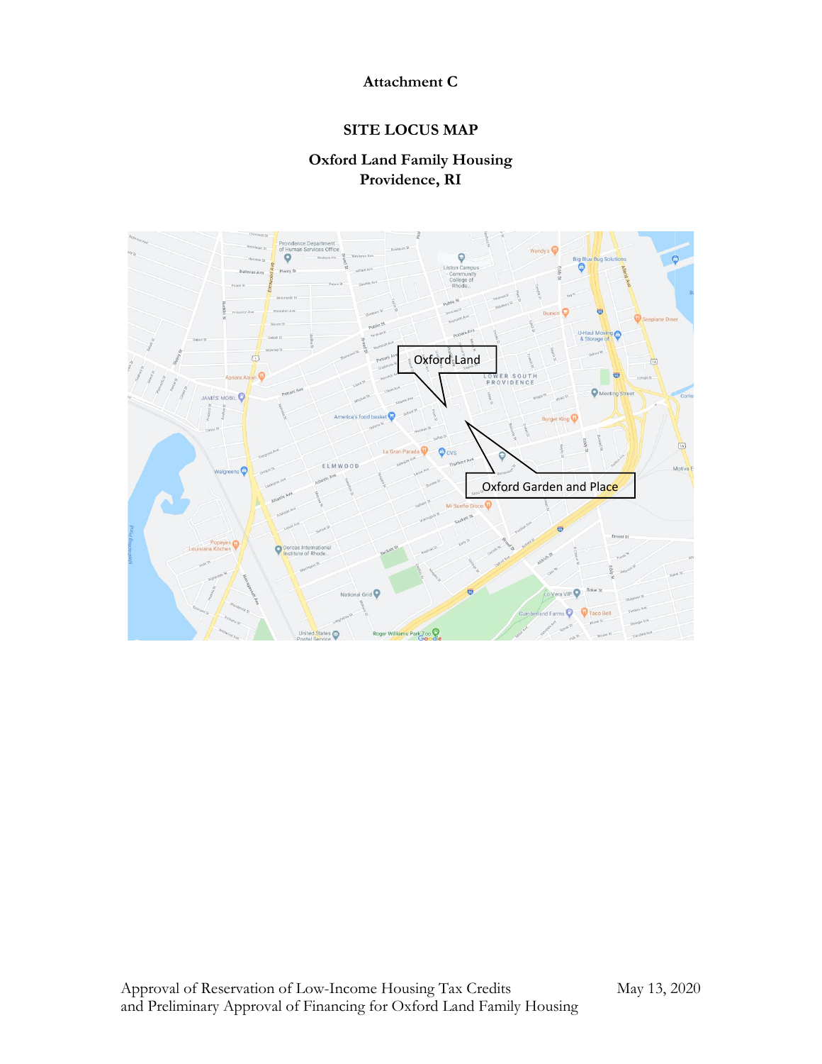**Attachment C**

**SITE LOCUS MAP**

**Oxford Land Family Housing**
**Providence, RI**

Oxford Land

Oxford Garden and Place